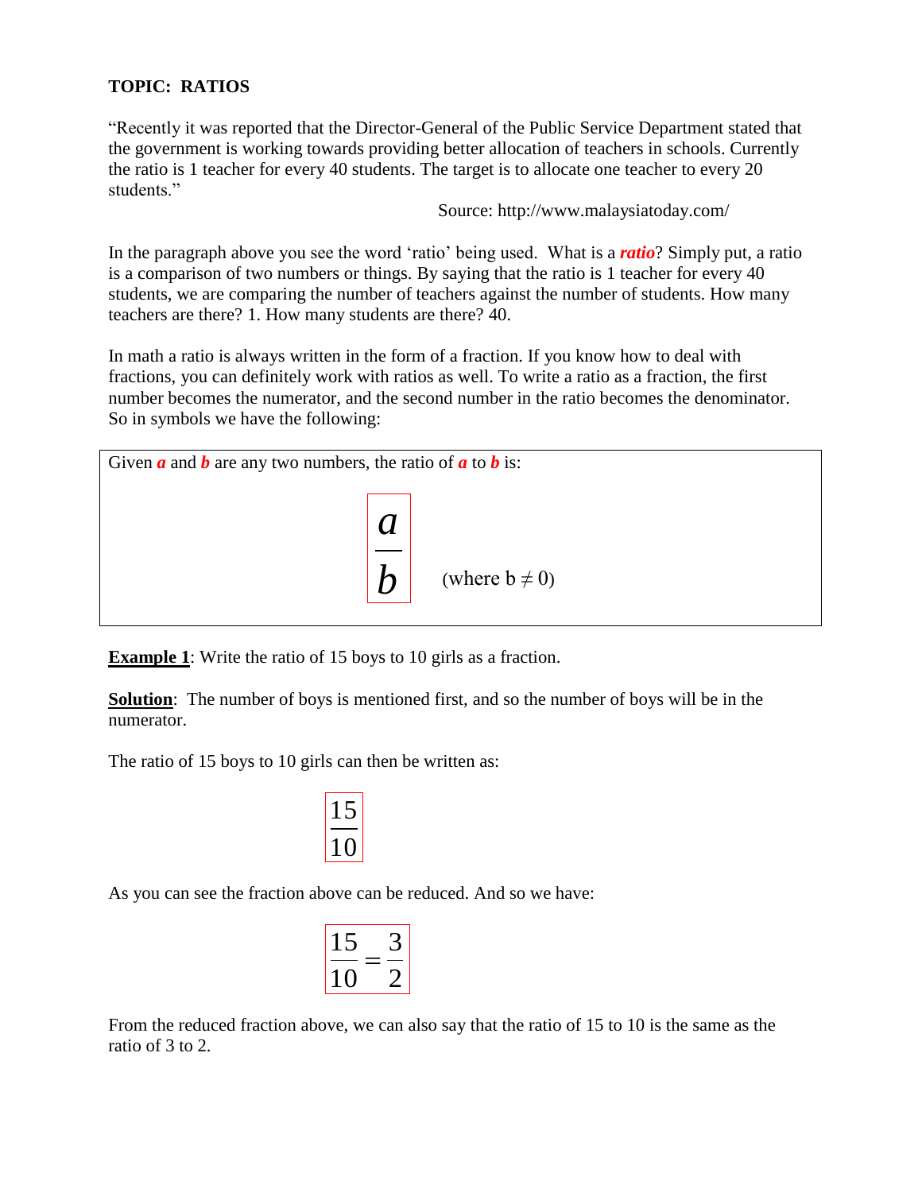## TOPIC: RATIOS

"Recently it was reported that the Director-General of the Public Service Department stated that the government is working towards providing better allocation of teachers in schools. Currently the ratio is 1 teacher for every 40 students. The target is to allocate one teacher to every 20 students."

Source: http://www.malaysiatoday.com/

In the paragraph above you see the word 'ratio' being used. What is a ***ratio***? Simply put, a ratio is a comparison of two numbers or things. By saying that the ratio is 1 teacher for every 40 students, we are comparing the number of teachers against the number of students. How many teachers are there? 1. How many students are there? 40.

In math a ratio is always written in the form of a fraction. If you know how to deal with fractions, you can definitely work with ratios as well. To write a ratio as a fraction, the first number becomes the numerator, and the second number in the ratio becomes the denominator. So in symbols we have the following:

Given ***a*** and ***b*** are any two numbers, the ratio of ***a*** to ***b*** is:

$$\frac{a}{b} \quad \text{(where } b \neq 0\text{)}$$

**Example 1**: Write the ratio of 15 boys to 10 girls as a fraction.

**Solution**: The number of boys is mentioned first, and so the number of boys will be in the numerator.

The ratio of 15 boys to 10 girls can then be written as:

$$\frac{15}{10}$$

As you can see the fraction above can be reduced. And so we have:

$$\frac{15}{10} = \frac{3}{2}$$

From the reduced fraction above, we can also say that the ratio of 15 to 10 is the same as the ratio of 3 to 2.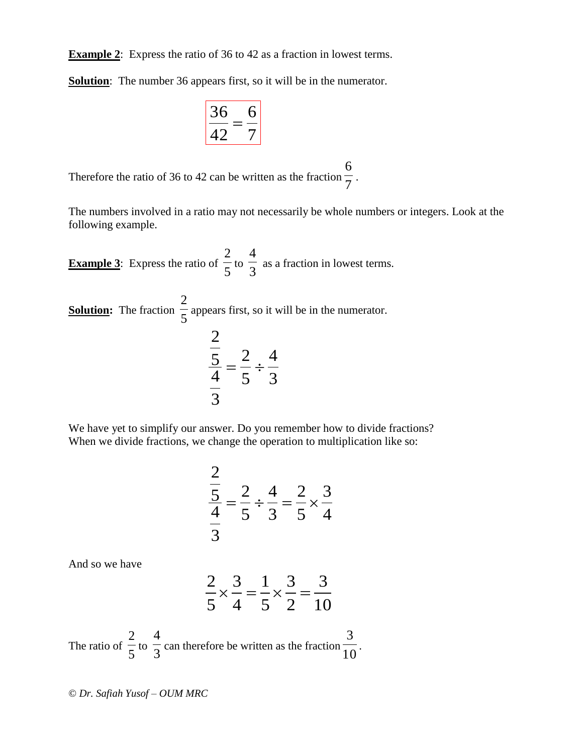**Example 2**: Express the ratio of 36 to 42 as a fraction in lowest terms.

**Solution**: The number 36 appears first, so it will be in the numerator.

$$\frac{36}{42} = \frac{6}{7}$$

Therefore the ratio of 36 to 42 can be written as the fraction $\frac{6}{7}$.

The numbers involved in a ratio may not necessarily be whole numbers or integers. Look at the following example.

**Example 3**: Express the ratio of $\frac{2}{5}$ to $\frac{4}{3}$ as a fraction in lowest terms.

**Solution:** The fraction $\frac{2}{5}$ appears first, so it will be in the numerator.

$$\frac{\frac{2}{5}}{\frac{4}{3}} = \frac{2}{5} \div \frac{4}{3}$$

We have yet to simplify our answer. Do you remember how to divide fractions?
When we divide fractions, we change the operation to multiplication like so:

$$\frac{\frac{2}{5}}{\frac{4}{3}} = \frac{2}{5} \div \frac{4}{3} = \frac{2}{5} \times \frac{3}{4}$$

And so we have

$$\frac{2}{5} \times \frac{3}{4} = \frac{1}{5} \times \frac{3}{2} = \frac{3}{10}$$

The ratio of $\frac{2}{5}$ to $\frac{4}{3}$ can therefore be written as the fraction $\frac{3}{10}$.

*© Dr. Safiah Yusof – OUM MRC*